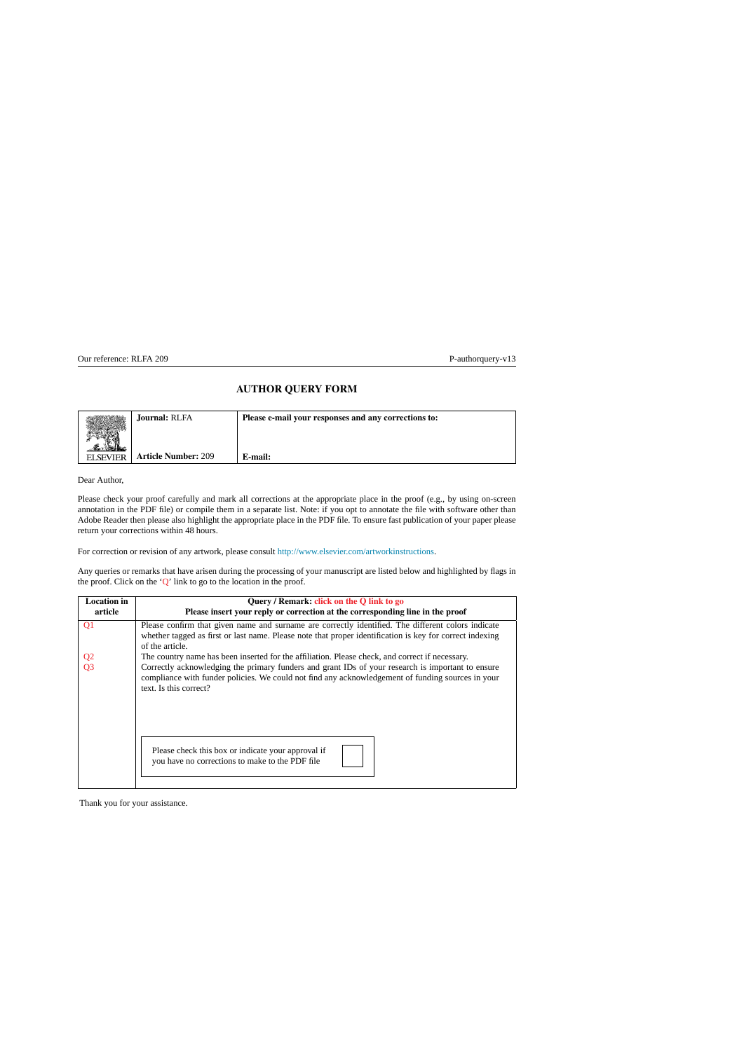Our reference: RLFA 209 | P-authorquery-v13

# AUTHOR QUERY FORM

| ELSEVIER | **Journal:** RLFA<br><br>**Article Number:** 209 | **Please e-mail your responses and any corrections to:**<br><br>**E-mail:** |
|---|---|---|

Dear Author,

Please check your proof carefully and mark all corrections at the appropriate place in the proof (e.g., by using on-screen annotation in the PDF file) or compile them in a separate list. Note: if you opt to annotate the file with software other than Adobe Reader then please also highlight the appropriate place in the PDF file. To ensure fast publication of your paper please return your corrections within 48 hours.

For correction or revision of any artwork, please consult http://www.elsevier.com/artworkinstructions.

Any queries or remarks that have arisen during the processing of your manuscript are listed below and highlighted by flags in the proof. Click on the 'Q' link to go to the location in the proof.

| Location in article | Query / Remark: click on the Q link to go<br>Please insert your reply or correction at the corresponding line in the proof |
|---|---|
| Q1 | Please confirm that given name and surname are correctly identified. The different colors indicate whether tagged as first or last name. Please note that proper identification is key for correct indexing of the article. |
| Q2 | The country name has been inserted for the affiliation. Please check, and correct if necessary. |
| Q3 | Correctly acknowledging the primary funders and grant IDs of your research is important to ensure compliance with funder policies. We could not find any acknowledgement of funding sources in your text. Is this correct? |
| | Please check this box or indicate your approval if you have no corrections to make to the PDF file ☐ |

Thank you for your assistance.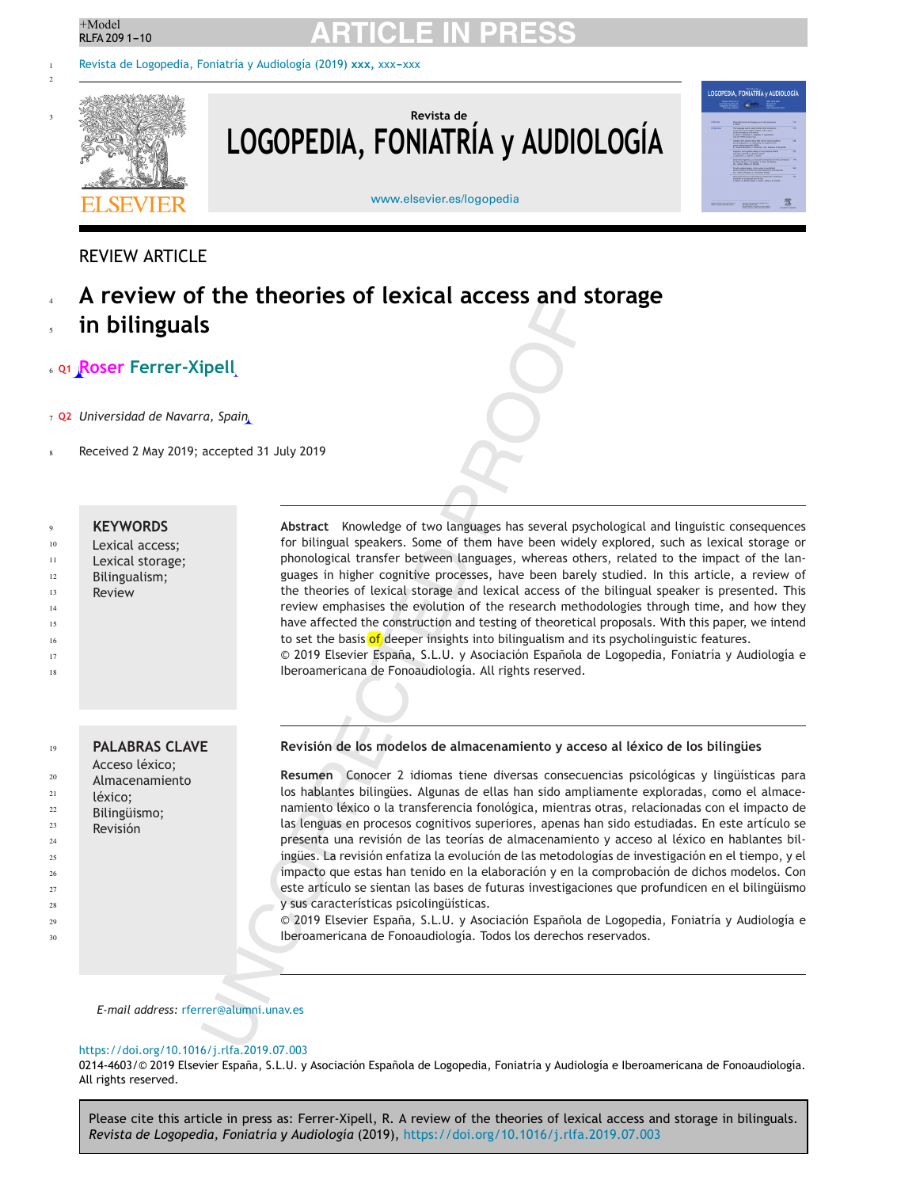REVIEW ARTICLE

# A review of the theories of lexical access and storage in bilinguals

**Roser Ferrer-Xipell**

*Universidad de Navarra, Spain*

Received 2 May 2019; accepted 31 July 2019

**KEYWORDS**
Lexical access;
Lexical storage;
Bilingualism;
Review

**Abstract** Knowledge of two languages has several psychological and linguistic consequences for bilingual speakers. Some of them have been widely explored, such as lexical storage or phonological transfer between languages, whereas others, related to the impact of the languages in higher cognitive processes, have been barely studied. In this article, a review of the theories of lexical storage and lexical access of the bilingual speaker is presented. This review emphasises the evolution of the research methodologies through time, and how they have affected the construction and testing of theoretical proposals. With this paper, we intend to set the basis of deeper insights into bilingualism and its psycholinguistic features.
© 2019 Elsevier España, S.L.U. y Asociación Española de Logopedia, Foniatría y Audiología e Iberoamericana de Fonoaudiología. All rights reserved.

**PALABRAS CLAVE**
Acceso léxico;
Almacenamiento léxico;
Bilingüismo;
Revisión

**Revisión de los modelos de almacenamiento y acceso al léxico de los bilingües**

**Resumen** Conocer 2 idiomas tiene diversas consecuencias psicológicas y lingüísticas para los hablantes bilingües. Algunas de ellas han sido ampliamente exploradas, como el almacenamiento léxico o la transferencia fonológica, mientras otras, relacionadas con el impacto de las lenguas en procesos cognitivos superiores, apenas han sido estudiadas. En este artículo se presenta una revisión de las teorías de almacenamiento y acceso al léxico en hablantes bilingües. La revisión enfatiza la evolución de las metodologías de investigación en el tiempo, y el impacto que estas han tenido en la elaboración y la comprobación de dichos modelos. Con este artículo se sientan las bases de futuras investigaciones que profundicen en el bilingüismo y sus características psicolingüísticas.
© 2019 Elsevier España, S.L.U. y Asociación Española de Logopedia, Foniatría y Audiología e Iberoamericana de Fonoaudiología. Todos los derechos reservados.

*E-mail address:* rferrer@alumni.unav.es

https://doi.org/10.1016/j.rlfa.2019.07.003
0214-4603/© 2019 Elsevier España, S.L.U. y Asociación Española de Logopedia, Foniatría y Audiología e Iberoamericana de Fonoaudiología. All rights reserved.

Please cite this article in press as: Ferrer-Xipell, R. A review of the theories of lexical access and storage in bilinguals. *Revista de Logopedia, Foniatría y Audiología* (2019), https://doi.org/10.1016/j.rlfa.2019.07.003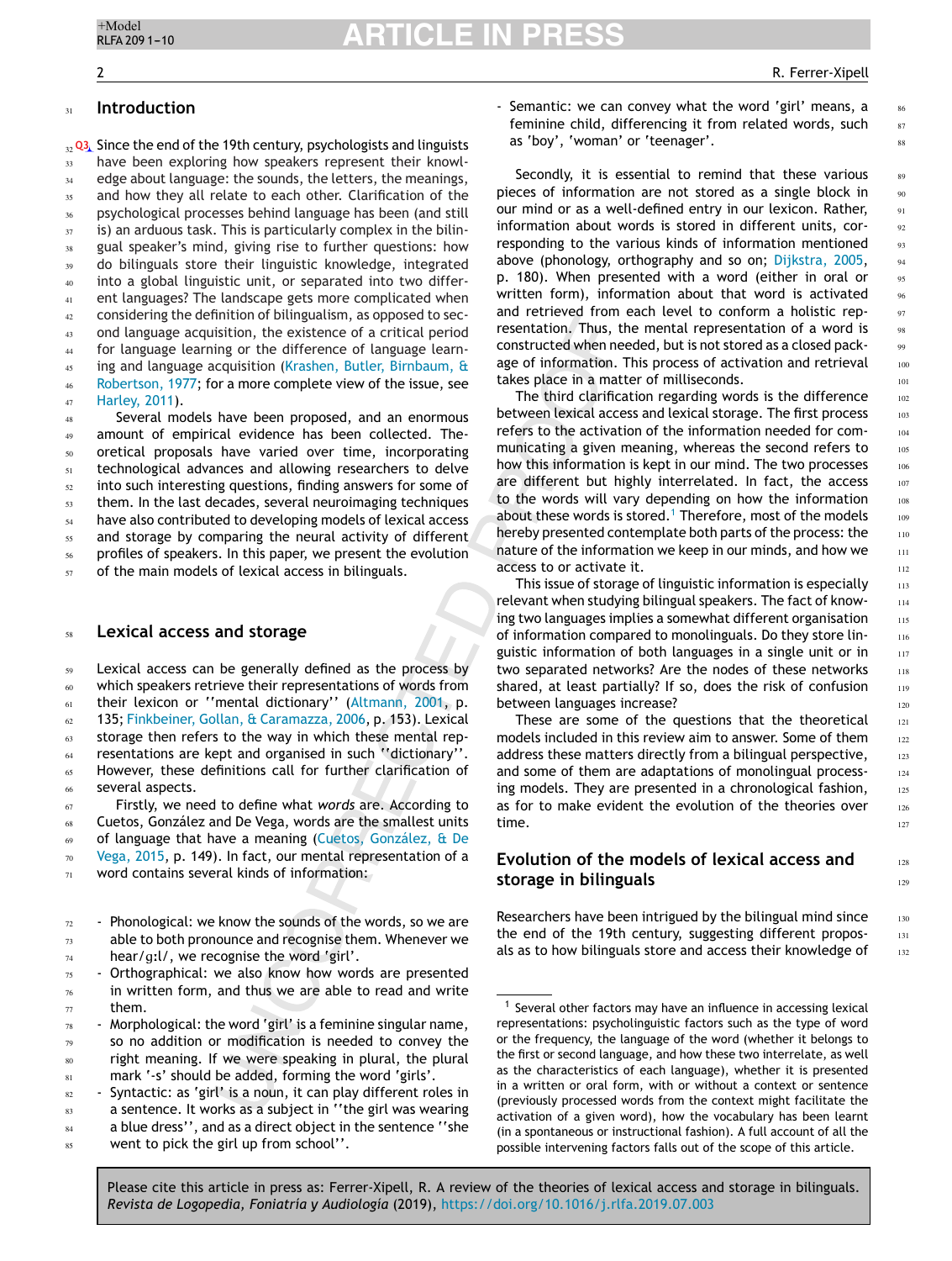## Introduction

Since the end of the 19th century, psychologists and linguists have been exploring how speakers represent their knowledge about language: the sounds, the letters, the meanings, and how they all relate to each other. Clarification of the psychological processes behind language has been (and still is) an arduous task. This is particularly complex in the bilingual speaker's mind, giving rise to further questions: how do bilinguals store their linguistic knowledge, integrated into a global linguistic unit, or separated into two different languages? The landscape gets more complicated when considering the definition of bilingualism, as opposed to second language acquisition, the existence of a critical period for language learning or the difference of language learning and language acquisition (Krashen, Butler, Birnbaum, & Robertson, 1977; for a more complete view of the issue, see Harley, 2011).

Several models have been proposed, and an enormous amount of empirical evidence has been collected. Theoretical proposals have varied over time, incorporating technological advances and allowing researchers to delve into such interesting questions, finding answers for some of them. In the last decades, several neuroimaging techniques have also contributed to developing models of lexical access and storage by comparing the neural activity of different profiles of speakers. In this paper, we present the evolution of the main models of lexical access in bilinguals.

## Lexical access and storage

Lexical access can be generally defined as the process by which speakers retrieve their representations of words from their lexicon or ''mental dictionary'' (Altmann, 2001, p. 135; Finkbeiner, Gollan, & Caramazza, 2006, p. 153). Lexical storage then refers to the way in which these mental representations are kept and organised in such ''dictionary''. However, these definitions call for further clarification of several aspects.

Firstly, we need to define what *words* are. According to Cuetos, González and De Vega, words are the smallest units of language that have a meaning (Cuetos, González, & De Vega, 2015, p. 149). In fact, our mental representation of a word contains several kinds of information:

- Phonological: we know the sounds of the words, so we are able to both pronounce and recognise them. Whenever we hear/gɜːl/, we recognise the word 'girl'.
- Orthographical: we also know how words are presented in written form, and thus we are able to read and write them.
- Morphological: the word 'girl' is a feminine singular name, so no addition or modification is needed to convey the right meaning. If we were speaking in plural, the plural mark '-s' should be added, forming the word 'girls'.
- Syntactic: as 'girl' is a noun, it can play different roles in a sentence. It works as a subject in ''the girl was wearing a blue dress'', and as a direct object in the sentence ''she went to pick the girl up from school''.
- Semantic: we can convey what the word 'girl' means, a feminine child, differencing it from related words, such as 'boy', 'woman' or 'teenager'.

Secondly, it is essential to remind that these various pieces of information are not stored as a single block in our mind or as a well-defined entry in our lexicon. Rather, information about words is stored in different units, corresponding to the various kinds of information mentioned above (phonology, orthography and so on; Dijkstra, 2005, p. 180). When presented with a word (either in oral or written form), information about that word is activated and retrieved from each level to conform a holistic representation. Thus, the mental representation of a word is constructed when needed, but is not stored as a closed package of information. This process of activation and retrieval takes place in a matter of milliseconds.

The third clarification regarding words is the difference between lexical access and lexical storage. The first process refers to the activation of the information needed for communicating a given meaning, whereas the second refers to how this information is kept in our mind. The two processes are different but highly interrelated. In fact, the access to the words will vary depending on how the information about these words is stored.[1] Therefore, most of the models hereby presented contemplate both parts of the process: the nature of the information we keep in our minds, and how we access to or activate it.

This issue of storage of linguistic information is especially relevant when studying bilingual speakers. The fact of knowing two languages implies a somewhat different organisation of information compared to monolinguals. Do they store linguistic information of both languages in a single unit or in two separated networks? Are the nodes of these networks shared, at least partially? If so, does the risk of confusion between languages increase?

These are some of the questions that the theoretical models included in this review aim to answer. Some of them address these matters directly from a bilingual perspective, and some of them are adaptations of monolingual processing models. They are presented in a chronological fashion, as for to make evident the evolution of the theories over time.

## Evolution of the models of lexical access and storage in bilinguals

Researchers have been intrigued by the bilingual mind since the end of the 19th century, suggesting different proposals as to how bilinguals store and access their knowledge of

[1] Several other factors may have an influence in accessing lexical representations: psycholinguistic factors such as the type of word or the frequency, the language of the word (whether it belongs to the first or second language, and how these two interrelate, as well as the characteristics of each language), whether it is presented in a written or oral form, with or without a context or sentence (previously processed words from the context might facilitate the activation of a given word), how the vocabulary has been learnt (in a spontaneous or instructional fashion). A full account of all the possible intervening factors falls out of the scope of this article.

Please cite this article in press as: Ferrer-Xipell, R. A review of the theories of lexical access and storage in bilinguals. *Revista de Logopedia, Foniatría y Audiología* (2019), https://doi.org/10.1016/j.rlfa.2019.07.003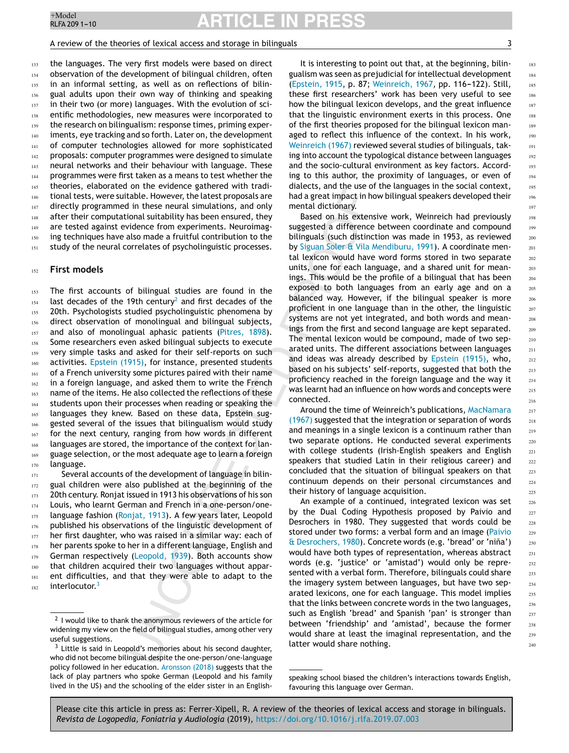the languages. The very first models were based on direct observation of the development of bilingual children, often in an informal setting, as well as on reflections of bilingual adults upon their own way of thinking and speaking in their two (or more) languages. With the evolution of scientific methodologies, new measures were incorporated to the research on bilingualism: response times, priming experiments, eye tracking and so forth. Later on, the development of computer technologies allowed for more sophisticated proposals: computer programmes were designed to simulate neural networks and their behaviour with language. These programmes were first taken as a means to test whether the theories, elaborated on the evidence gathered with traditional tests, were suitable. However, the latest proposals are directly programmed in these neural simulations, and only after their computational suitability has been ensured, they are tested against evidence from experiments. Neuroimaging techniques have also made a fruitful contribution to the study of the neural correlates of psycholinguistic processes.

## First models

The first accounts of bilingual studies are found in the last decades of the 19th century[2] and first decades of the 20th. Psychologists studied psycholinguistic phenomena by direct observation of monolingual and bilingual subjects, and also of monolingual aphasic patients (Pitres, 1898). Some researchers even asked bilingual subjects to execute very simple tasks and asked for their self-reports on such activities. Epstein (1915), for instance, presented students of a French university some pictures paired with their name in a foreign language, and asked them to write the French name of the items. He also collected the reflections of these students upon their processes when reading or speaking the languages they knew. Based on these data, Epstein suggested several of the issues that bilingualism would study for the next century, ranging from how words in different languages are stored, the importance of the context for language selection, or the most adequate age to learn a foreign language.

Several accounts of the development of language in bilingual children were also published at the beginning of the 20th century. Ronjat issued in 1913 his observations of his son Louis, who learnt German and French in a one-person/one-language fashion (Ronjat, 1913). A few years later, Leopold published his observations of the linguistic development of her first daughter, who was raised in a similar way: each of her parents spoke to her in a different language, English and German respectively (Leopold, 1939). Both accounts show that children acquired their two languages without apparent difficulties, and that they were able to adapt to the interlocutor.[3]

It is interesting to point out that, at the beginning, bilingualism was seen as prejudicial for intellectual development (Epstein, 1915, p. 87; Weinreich, 1967, pp. 116–122). Still, these first researchers' work has been very useful to see how the bilingual lexicon develops, and the great influence that the linguistic environment exerts in this process. One of the first theories proposed for the bilingual lexicon managed to reflect this influence of the context. In his work, Weinreich (1967) reviewed several studies of bilinguals, taking into account the typological distance between languages and the socio-cultural environment as key factors. According to this author, the proximity of languages, or even of dialects, and the use of the languages in the social context, had a great impact in how bilingual speakers developed their mental dictionary.

Based on his extensive work, Weinreich had previously suggested a difference between coordinate and compound bilinguals (such distinction was made in 1953, as reviewed by Siguan Soler & Vila Mendiburu, 1991). A coordinate mental lexicon would have word forms stored in two separate units, one for each language, and a shared unit for meanings. This would be the profile of a bilingual that has been exposed to both languages from an early age and on a balanced way. However, if the bilingual speaker is more proficient in one language than in the other, the linguistic systems are not yet integrated, and both words and meanings from the first and second language are kept separated. The mental lexicon would be compound, made of two separated units. The different associations between languages and ideas was already described by Epstein (1915), who, based on his subjects' self-reports, suggested that both the proficiency reached in the foreign language and the way it was learnt had an influence on how words and concepts were connected.

Around the time of Weinreich's publications, MacNamara (1967) suggested that the integration or separation of words and meanings in a single lexicon is a continuum rather than two separate options. He conducted several experiments with college students (Irish-English speakers and English speakers that studied Latin in their religious career) and concluded that the situation of bilingual speakers on that continuum depends on their personal circumstances and their history of language acquisition.

An example of a continued, integrated lexicon was set by the Dual Coding Hypothesis proposed by Paivio and Desrochers in 1980. They suggested that words could be stored under two forms: a verbal form and an image (Paivio & Desrochers, 1980). Concrete words (e.g. 'bread' or 'niña') would have both types of representation, whereas abstract words (e.g. 'justice' or 'amistad') would only be represented with a verbal form. Therefore, bilinguals could share the imagery system between languages, but have two separated lexicons, one for each language. This model implies that the links between concrete words in the two languages, such as English 'bread' and Spanish 'pan' is stronger than between 'friendship' and 'amistad', because the former would share at least the imaginal representation, and the latter would share nothing.

---

[2] I would like to thank the anonymous reviewers of the article for widening my view on the field of bilingual studies, among other very useful suggestions.

[3] Little is said in Leopold's memories about his second daughter, who did not become bilingual despite the one-person/one-language policy followed in her education. Aronsson (2018) suggests that the lack of play partners who spoke German (Leopold and his family lived in the US) and the schooling of the elder sister in an English-speaking school biased the children's interactions towards English, favouring this language over German.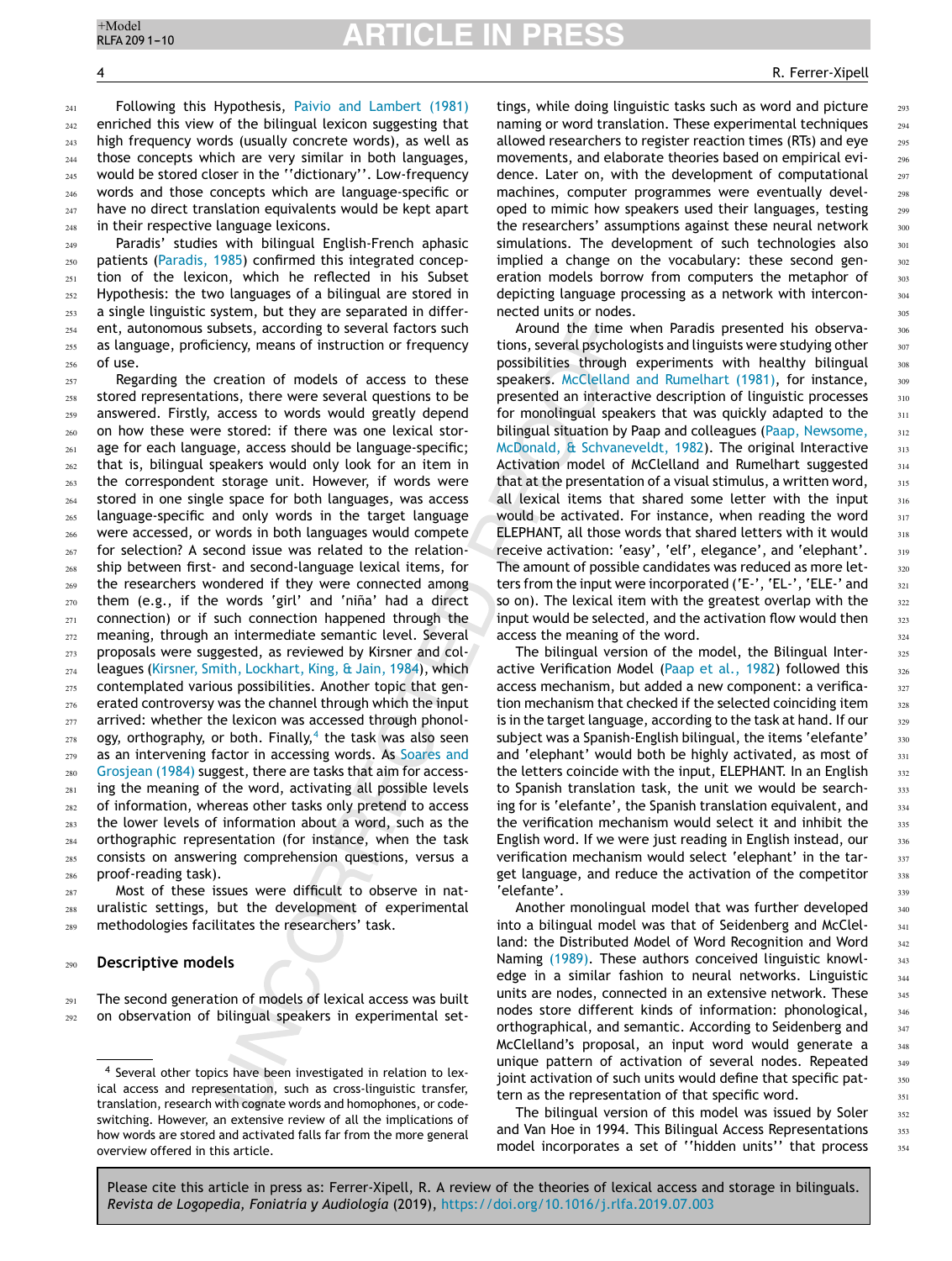Following this Hypothesis, Paivio and Lambert (1981) enriched this view of the bilingual lexicon suggesting that high frequency words (usually concrete words), as well as those concepts which are very similar in both languages, would be stored closer in the ''dictionary''. Low-frequency words and those concepts which are language-specific or have no direct translation equivalents would be kept apart in their respective language lexicons.

Paradis' studies with bilingual English-French aphasic patients (Paradis, 1985) confirmed this integrated conception of the lexicon, which he reflected in his Subset Hypothesis: the two languages of a bilingual are stored in a single linguistic system, but they are separated in different, autonomous subsets, according to several factors such as language, proficiency, means of instruction or frequency of use.

Regarding the creation of models of access to these stored representations, there were several questions to be answered. Firstly, access to words would greatly depend on how these were stored: if there was one lexical storage for each language, access should be language-specific; that is, bilingual speakers would only look for an item in the correspondent storage unit. However, if words were stored in one single space for both languages, was access language-specific and only words in the target language were accessed, or words in both languages would compete for selection? A second issue was related to the relationship between first- and second-language lexical items, for the researchers wondered if they were connected among them (e.g., if the words 'girl' and 'niña' had a direct connection) or if such connection happened through the meaning, through an intermediate semantic level. Several proposals were suggested, as reviewed by Kirsner and colleagues (Kirsner, Smith, Lockhart, King, & Jain, 1984), which contemplated various possibilities. Another topic that generated controversy was the channel through which the input arrived: whether the lexicon was accessed through phonology, orthography, or both. Finally,[4] the task was also seen as an intervening factor in accessing words. As Soares and Grosjean (1984) suggest, there are tasks that aim for accessing the meaning of the word, activating all possible levels of information, whereas other tasks only pretend to access the lower levels of information about a word, such as the orthographic representation (for instance, when the task consists on answering comprehension questions, versus a proof-reading task).

Most of these issues were difficult to observe in naturalistic settings, but the development of experimental methodologies facilitates the researchers' task.

## Descriptive models

The second generation of models of lexical access was built on observation of bilingual speakers in experimental settings, while doing linguistic tasks such as word and picture naming or word translation. These experimental techniques allowed researchers to register reaction times (RTs) and eye movements, and elaborate theories based on empirical evidence. Later on, with the development of computational machines, computer programmes were eventually developed to mimic how speakers used their languages, testing the researchers' assumptions against these neural network simulations. The development of such technologies also implied a change on the vocabulary: these second generation models borrow from computers the metaphor of depicting language processing as a network with interconnected units or nodes.

Around the time when Paradis presented his observations, several psychologists and linguists were studying other possibilities through experiments with healthy bilingual speakers. McClelland and Rumelhart (1981), for instance, presented an interactive description of linguistic processes for monolingual speakers that was quickly adapted to the bilingual situation by Paap and colleagues (Paap, Newsome, McDonald, & Schvaneveldt, 1982). The original Interactive Activation model of McClelland and Rumelhart suggested that at the presentation of a visual stimulus, a written word, all lexical items that shared some letter with the input would be activated. For instance, when reading the word ELEPHANT, all those words that shared letters with it would receive activation: 'easy', 'elf', elegance', and 'elephant'. The amount of possible candidates was reduced as more letters from the input were incorporated ('E-', 'EL-', 'ELE-' and so on). The lexical item with the greatest overlap with the input would be selected, and the activation flow would then access the meaning of the word.

The bilingual version of the model, the Bilingual Interactive Verification Model (Paap et al., 1982) followed this access mechanism, but added a new component: a verification mechanism that checked if the selected coinciding item is in the target language, according to the task at hand. If our subject was a Spanish-English bilingual, the items 'elefante' and 'elephant' would both be highly activated, as most of the letters coincide with the input, ELEPHANT. In an English to Spanish translation task, the unit we would be searching for is 'elefante', the Spanish translation equivalent, and the verification mechanism would select it and inhibit the English word. If we were just reading in English instead, our verification mechanism would select 'elephant' in the target language, and reduce the activation of the competitor 'elefante'.

Another monolingual model that was further developed into a bilingual model was that of Seidenberg and McClelland: the Distributed Model of Word Recognition and Word Naming (1989). These authors conceived linguistic knowledge in a similar fashion to neural networks. Linguistic units are nodes, connected in an extensive network. These nodes store different kinds of information: phonological, orthographical, and semantic. According to Seidenberg and McClelland's proposal, an input word would generate a unique pattern of activation of several nodes. Repeated joint activation of such units would define that specific pattern as the representation of that specific word.

The bilingual version of this model was issued by Soler and Van Hoe in 1994. This Bilingual Access Representations model incorporates a set of ''hidden units'' that process

[4] Several other topics have been investigated in relation to lexical access and representation, such as cross-linguistic transfer, translation, research with cognate words and homophones, or code-switching. However, an extensive review of all the implications of how words are stored and activated falls far from the more general overview offered in this article.

Please cite this article in press as: Ferrer-Xipell, R. A review of the theories of lexical access and storage in bilinguals. *Revista de Logopedia, Foniatría y Audiología* (2019), https://doi.org/10.1016/j.rlfa.2019.07.003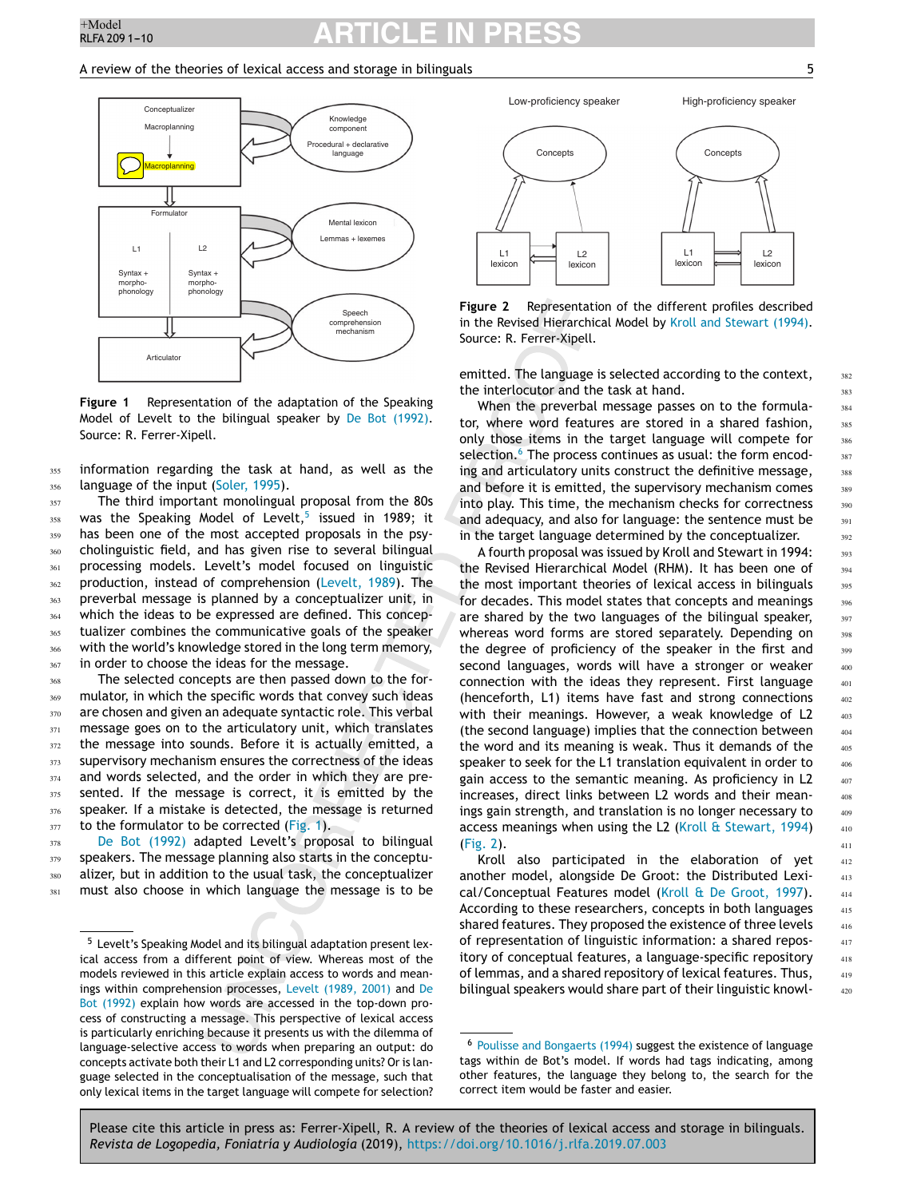Figure 1 Representation of the adaptation of the Speaking Model of Levelt to the bilingual speaker by De Bot (1992). Source: R. Ferrer-Xipell.

information regarding the task at hand, as well as the language of the input (Soler, 1995).

The third important monolingual proposal from the 80s was the Speaking Model of Levelt,[5] issued in 1989; it has been one of the most accepted proposals in the psycholinguistic field, and has given rise to several bilingual processing models. Levelt's model focused on linguistic production, instead of comprehension (Levelt, 1989). The preverbal message is planned by a conceptualizer unit, in which the ideas to be expressed are defined. This conceptualizer combines the communicative goals of the speaker with the world's knowledge stored in the long term memory, in order to choose the ideas for the message.

The selected concepts are then passed down to the formulator, in which the specific words that convey such ideas are chosen and given an adequate syntactic role. This verbal message goes on to the articulatory unit, which translates the message into sounds. Before it is actually emitted, a supervisory mechanism ensures the correctness of the ideas and words selected, and the order in which they are presented. If the message is correct, it is emitted by the speaker. If a mistake is detected, the message is returned to the formulator to be corrected (Fig. 1).

De Bot (1992) adapted Levelt's proposal to bilingual speakers. The message planning also starts in the conceptualizer, but in addition to the usual task, the conceptualizer must also choose in which language the message is to be emitted. The language is selected according to the context, the interlocutor and the task at hand.

When the preverbal message passes on to the formulator, where word features are stored in a shared fashion, only those items in the target language will compete for selection.[6] The process continues as usual: the form encoding and articulatory units construct the definitive message, and before it is emitted, the supervisory mechanism comes into play. This time, the mechanism checks for correctness and adequacy, and also for language: the sentence must be in the target language determined by the conceptualizer.

A fourth proposal was issued by Kroll and Stewart in 1994: the Revised Hierarchical Model (RHM). It has been one of the most important theories of lexical access in bilinguals for decades. This model states that concepts and meanings are shared by the two languages of the bilingual speaker, whereas word forms are stored separately. Depending on the degree of proficiency of the speaker in the first and second languages, words will have a stronger or weaker connection with the ideas they represent. First language (henceforth, L1) items have fast and strong connections with their meanings. However, a weak knowledge of L2 (the second language) implies that the connection between the word and its meaning is weak. Thus it demands of the speaker to seek for the L1 translation equivalent in order to gain access to the semantic meaning. As proficiency in L2 increases, direct links between L2 words and their meanings gain strength, and translation is no longer necessary to access meanings when using the L2 (Kroll & Stewart, 1994) (Fig. 2).

Figure 2 Representation of the different profiles described in the Revised Hierarchical Model by Kroll and Stewart (1994). Source: R. Ferrer-Xipell.

Kroll also participated in the elaboration of yet another model, alongside De Groot: the Distributed Lexical/Conceptual Features model (Kroll & De Groot, 1997). According to these researchers, concepts in both languages shared features. They proposed the existence of three levels of representation of linguistic information: a shared repository of conceptual features, a language-specific repository of lemmas, and a shared repository of lexical features. Thus, bilingual speakers would share part of their linguistic knowl-

[5] Levelt's Speaking Model and its bilingual adaptation present lexical access from a different point of view. Whereas most of the models reviewed in this article explain access to words and meanings within comprehension processes, Levelt (1989, 2001) and De Bot (1992) explain how words are accessed in the top-down process of constructing a message. This perspective of lexical access is particularly enriching because it presents us with the dilemma of language-selective access to words when preparing an output: do concepts activate both their L1 and L2 corresponding units? Or is language selected in the conceptualisation of the message, such that only lexical items in the target language will compete for selection?

[6] Poulisse and Bongaerts (1994) suggest the existence of language tags within de Bot's model. If words had tags indicating, among other features, the language they belong to, the search for the correct item would be faster and easier.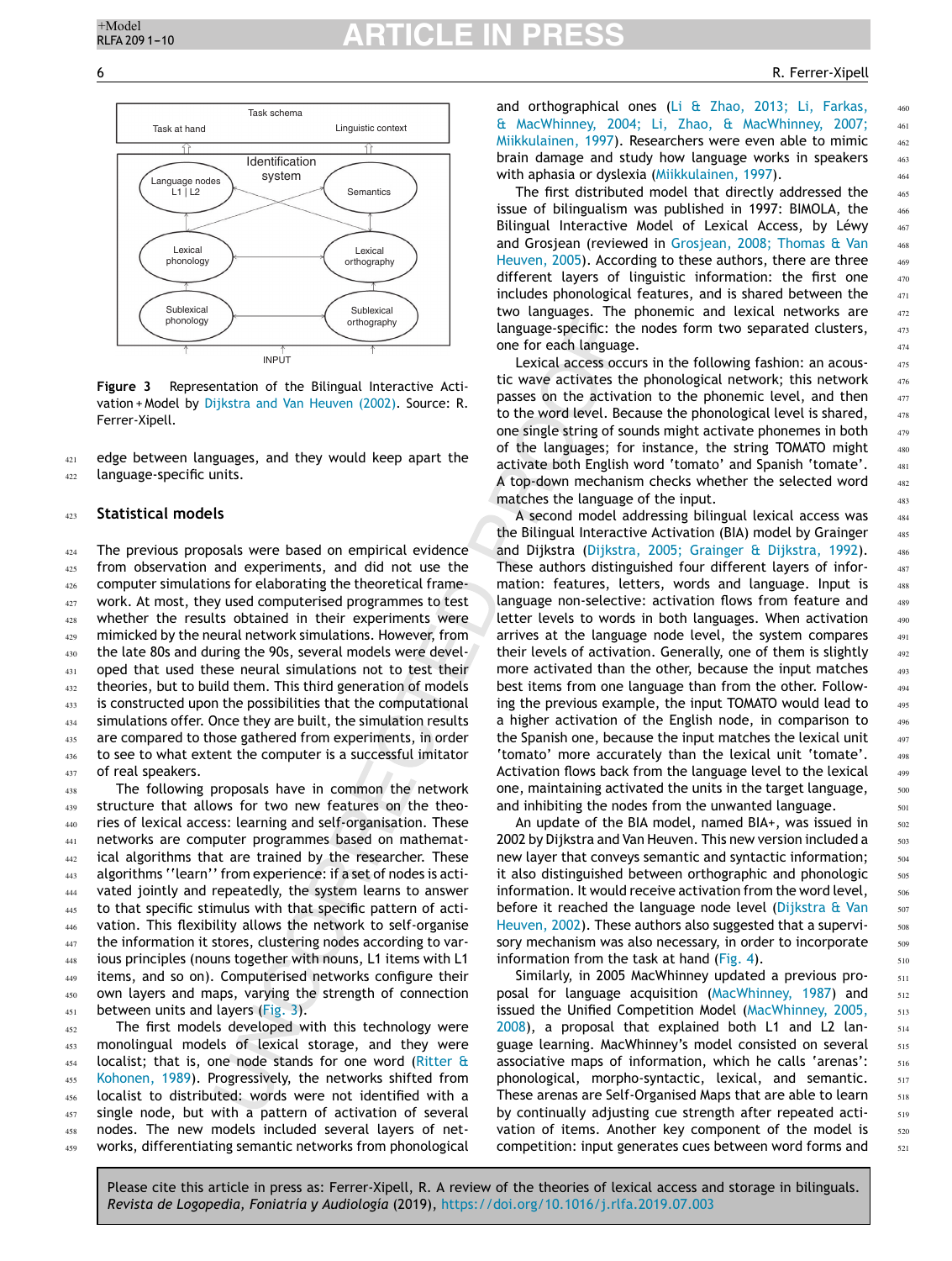Task schema

Task at hand | Linguistic context

Identification system

Language nodes L1 | L2 — Semantics

Lexical phonology — Lexical orthography

Sublexical phonology — Sublexical orthography

INPUT

**Figure 3** Representation of the Bilingual Interactive Activation + Model by Dijkstra and Van Heuven (2002). Source: R. Ferrer-Xipell.

edge between languages, and they would keep apart the language-specific units.

## Statistical models

The previous proposals were based on empirical evidence from observation and experiments, and did not use the computer simulations for elaborating the theoretical framework. At most, they used computerised programmes to test whether the results obtained in their experiments were mimicked by the neural network simulations. However, from the late 80s and during the 90s, several models were developed that used these neural simulations not to test their theories, but to build them. This third generation of models is constructed upon the possibilities that the computational simulations offer. Once they are built, the simulation results are compared to those gathered from experiments, in order to see to what extent the computer is a successful imitator of real speakers.

The following proposals have in common the network structure that allows for two new features on the theories of lexical access: learning and self-organisation. These networks are computer programmes based on mathematical algorithms that are trained by the researcher. These algorithms ''learn'' from experience: if a set of nodes is activated jointly and repeatedly, the system learns to answer to that specific stimulus with that specific pattern of activation. This flexibility allows the network to self-organise the information it stores, clustering nodes according to various principles (nouns together with nouns, L1 items with L1 items, and so on). Computerised networks configure their own layers and maps, varying the strength of connection between units and layers (Fig. 3).

The first models developed with this technology were monolingual models of lexical storage, and they were localist; that is, one node stands for one word (Ritter & Kohonen, 1989). Progressively, the networks shifted from localist to distributed: words were not identified with a single node, but with a pattern of activation of several nodes. The new models included several layers of networks, differentiating semantic networks from phonological and orthographical ones (Li & Zhao, 2013; Li, Farkas, & MacWhinney, 2004; Li, Zhao, & MacWhinney, 2007; Miikkulainen, 1997). Researchers were even able to mimic brain damage and study how language works in speakers with aphasia or dyslexia (Miikkulainen, 1997).

The first distributed model that directly addressed the issue of bilingualism was published in 1997: BIMOLA, the Bilingual Interactive Model of Lexical Access, by Léwy and Grosjean (reviewed in Grosjean, 2008; Thomas & Van Heuven, 2005). According to these authors, there are three different layers of linguistic information: the first one includes phonological features, and is shared between the two languages. The phonemic and lexical networks are language-specific: the nodes form two separated clusters, one for each language.

Lexical access occurs in the following fashion: an acoustic wave activates the phonological network; this network passes on the activation to the phonemic level, and then to the word level. Because the phonological level is shared, one single string of sounds might activate phonemes in both of the languages; for instance, the string TOMATO might activate both English word 'tomato' and Spanish 'tomate'. A top-down mechanism checks whether the selected word matches the language of the input.

A second model addressing bilingual lexical access was the Bilingual Interactive Activation (BIA) model by Grainger and Dijkstra (Dijkstra, 2005; Grainger & Dijkstra, 1992). These authors distinguished four different layers of information: features, letters, words and language. Input is language non-selective: activation flows from feature and letter levels to words in both languages. When activation arrives at the language node level, the system compares their levels of activation. Generally, one of them is slightly more activated than the other, because the input matches best items from one language than from the other. Following the previous example, the input TOMATO would lead to a higher activation of the English node, in comparison to the Spanish one, because the input matches the lexical unit 'tomato' more accurately than the lexical unit 'tomate'. Activation flows back from the language level to the lexical one, maintaining activated the units in the target language, and inhibiting the nodes from the unwanted language.

An update of the BIA model, named BIA+, was issued in 2002 by Dijkstra and Van Heuven. This new version included a new layer that conveys semantic and syntactic information; it also distinguished between orthographic and phonologic information. It would receive activation from the word level, before it reached the language node level (Dijkstra & Van Heuven, 2002). These authors also suggested that a supervisory mechanism was also necessary, in order to incorporate information from the task at hand (Fig. 4).

Similarly, in 2005 MacWhinney updated a previous proposal for language acquisition (MacWhinney, 1987) and issued the Unified Competition Model (MacWhinney, 2005, 2008), a proposal that explained both L1 and L2 language learning. MacWhinney's model consisted on several associative maps of information, which he calls 'arenas': phonological, morpho-syntactic, lexical, and semantic. These arenas are Self-Organised Maps that are able to learn by continually adjusting cue strength after repeated activation of items. Another key component of the model is competition: input generates cues between word forms and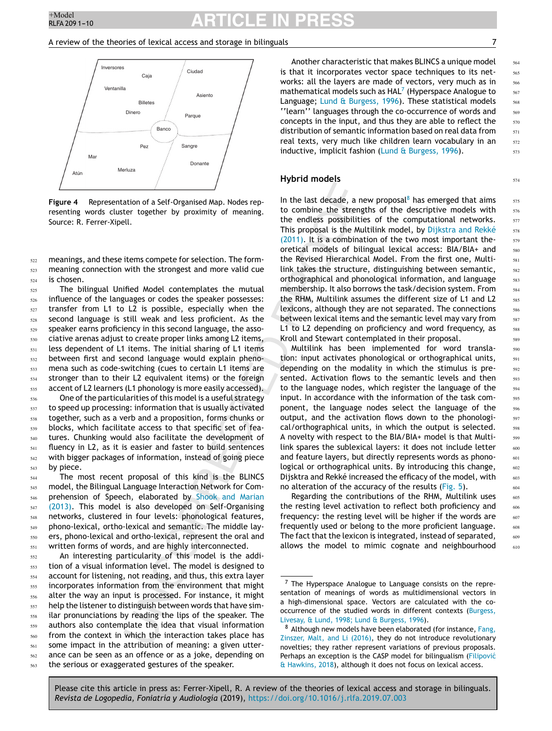Figure 4 Representation of a Self-Organised Map. Nodes representing words cluster together by proximity of meaning. Source: R. Ferrer-Xipell.

meanings, and these items compete for selection. The form-meaning connection with the strongest and more valid cue is chosen.

The bilingual Unified Model contemplates the mutual influence of the languages or codes the speaker possesses: transfer from L1 to L2 is possible, especially when the second language is still weak and less proficient. As the speaker earns proficiency in this second language, the associative arenas adjust to create proper links among L2 items, less dependent of L1 items. The initial sharing of L1 items between first and second language would explain phenomena such as code-switching (cues to certain L1 items are stronger than to their L2 equivalent items) or the foreign accent of L2 learners (L1 phonology is more easily accessed).

One of the particularities of this model is a useful strategy to speed up processing: information that is usually activated together, such as a verb and a proposition, forms chunks or blocks, which facilitate access to that specific set of features. Chunking would also facilitate the development of fluency in L2, as it is easier and faster to build sentences with bigger packages of information, instead of going piece by piece.

The most recent proposal of this kind is the BLINCS model, the Bilingual Language Interaction Network for Comprehension of Speech, elaborated by Shook and Marian (2013). This model is also developed on Self-Organising networks, clustered in four levels: phonological features, phono-lexical, ortho-lexical and semantic. The middle layers, phono-lexical and ortho-lexical, represent the oral and written forms of words, and are highly interconnected.

An interesting particularity of this model is the addition of a visual information level. The model is designed to account for listening, not reading, and thus, this extra layer incorporates information from the environment that might alter the way an input is processed. For instance, it might help the listener to distinguish between words that have similar pronunciations by reading the lips of the speaker. The authors also contemplate the idea that visual information from the context in which the interaction takes place has some impact in the attribution of meaning: a given utterance can be seen as an offence or as a joke, depending on the serious or exaggerated gestures of the speaker.

Another characteristic that makes BLINCS a unique model is that it incorporates vector space techniques to its networks: all the layers are made of vectors, very much as in mathematical models such as HAL[7] (Hyperspace Analogue to Language; Lund & Burgess, 1996). These statistical models ''learn'' languages through the co-occurrence of words and concepts in the input, and thus they are able to reflect the distribution of semantic information based on real data from real texts, very much like children learn vocabulary in an inductive, implicit fashion (Lund & Burgess, 1996).

## Hybrid models

In the last decade, a new proposal[8] has emerged that aims to combine the strengths of the descriptive models with the endless possibilities of the computational networks. This proposal is the Multilink model, by Dijkstra and Rekké (2011). It is a combination of the two most important theoretical models of bilingual lexical access: BIA/BIA+ and the Revised Hierarchical Model. From the first one, Multilink takes the structure, distinguishing between semantic, orthographical and phonological information, and language membership. It also borrows the task/decision system. From the RHM, Multilink assumes the different size of L1 and L2 lexicons, although they are not separated. The connections between lexical items and the semantic level may vary from L1 to L2 depending on proficiency and word frequency, as Kroll and Stewart contemplated in their proposal.

Multilink has been implemented for word translation: input activates phonological or orthographical units, depending on the modality in which the stimulus is presented. Activation flows to the semantic levels and then to the language nodes, which register the language of the input. In accordance with the information of the task component, the language nodes select the language of the output, and the activation flows down to the phonological/orthographical units, in which the output is selected. A novelty with respect to the BIA/BIA+ model is that Multilink spares the sublexical layers: it does not include letter and feature layers, but directly represents words as phonological or orthographical units. By introducing this change, Dijkstra and Rekké increased the efficacy of the model, with no alteration of the accuracy of the results (Fig. 5).

Regarding the contributions of the RHM, Multilink uses the resting level activation to reflect both proficiency and frequency: the resting level will be higher if the words are frequently used or belong to the more proficient language. The fact that the lexicon is integrated, instead of separated, allows the model to mimic cognate and neighbourhood

[7] The Hyperspace Analogue to Language consists on the representation of meanings of words as multidimensional vectors in a high-dimensional space. Vectors are calculated with the co-occurrence of the studied words in different contexts (Burgess, Livesay, & Lund, 1998; Lund & Burgess, 1996).

[8] Although new models have been elaborated (for instance, Fang, Zinszer, Malt, and Li (2016), they do not introduce revolutionary novelties; they rather represent variations of previous proposals. Perhaps an exception is the CASP model for bilingualism (Filipović & Hawkins, 2018), although it does not focus on lexical access.

Please cite this article in press as: Ferrer-Xipell, R. A review of the theories of lexical access and storage in bilinguals. *Revista de Logopedia, Foniatría y Audiología* (2019), https://doi.org/10.1016/j.rlfa.2019.07.003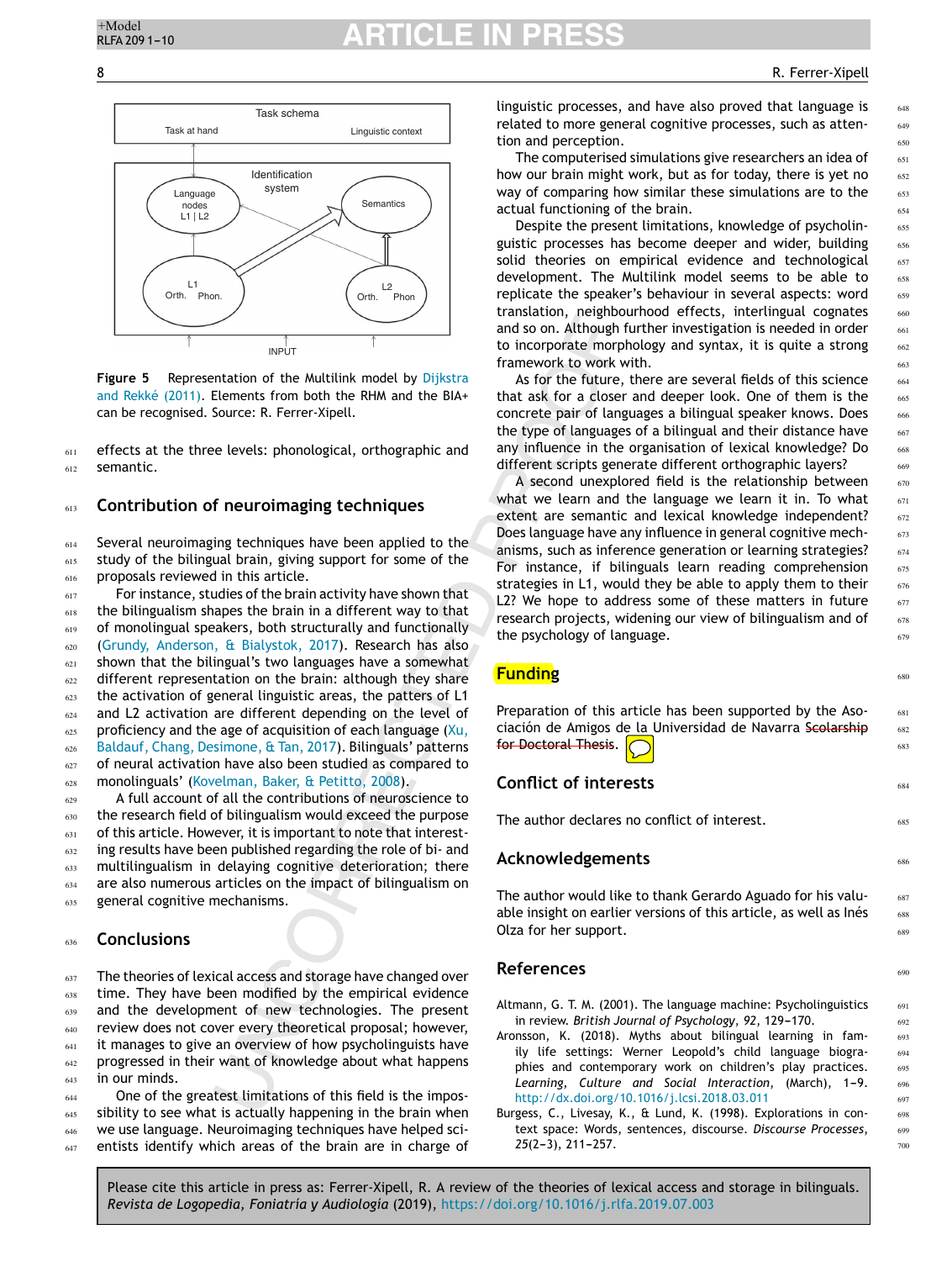Figure 5 Representation of the Multilink model by Dijkstra and Rekké (2011). Elements from both the RHM and the BIA+ can be recognised. Source: R. Ferrer-Xipell.

effects at the three levels: phonological, orthographic and semantic.

## Contribution of neuroimaging techniques

Several neuroimaging techniques have been applied to the study of the bilingual brain, giving support for some of the proposals reviewed in this article.

For instance, studies of the brain activity have shown that the bilingualism shapes the brain in a different way to that of monolingual speakers, both structurally and functionally (Grundy, Anderson, & Bialystok, 2017). Research has also shown that the bilingual's two languages have a somewhat different representation on the brain: although they share the activation of general linguistic areas, the patters of L1 and L2 activation are different depending on the level of proficiency and the age of acquisition of each language (Xu, Baldauf, Chang, Desimone, & Tan, 2017). Bilinguals' patterns of neural activation have also been studied as compared to monolinguals' (Kovelman, Baker, & Petitto, 2008).

A full account of all the contributions of neuroscience to the research field of bilingualism would exceed the purpose of this article. However, it is important to note that interesting results have been published regarding the role of bi- and multilingualism in delaying cognitive deterioration; there are also numerous articles on the impact of bilingualism on general cognitive mechanisms.

## Conclusions

The theories of lexical access and storage have changed over time. They have been modified by the empirical evidence and the development of new technologies. The present review does not cover every theoretical proposal; however, it manages to give an overview of how psycholinguists have progressed in their want of knowledge about what happens in our minds.

One of the greatest limitations of this field is the impossibility to see what is actually happening in the brain when we use language. Neuroimaging techniques have helped scientists identify which areas of the brain are in charge of linguistic processes, and have also proved that language is related to more general cognitive processes, such as attention and perception.

The computerised simulations give researchers an idea of how our brain might work, but as for today, there is yet no way of comparing how similar these simulations are to the actual functioning of the brain.

Despite the present limitations, knowledge of psycholinguistic processes has become deeper and wider, building solid theories on empirical evidence and technological development. The Multilink model seems to be able to replicate the speaker's behaviour in several aspects: word translation, neighbourhood effects, interlingual cognates and so on. Although further investigation is needed in order to incorporate morphology and syntax, it is quite a strong framework to work with.

As for the future, there are several fields of this science that ask for a closer and deeper look. One of them is the concrete pair of languages a bilingual speaker knows. Does the type of languages of a bilingual and their distance have any influence in the organisation of lexical knowledge? Do different scripts generate different orthographic layers?

A second unexplored field is the relationship between what we learn and the language we learn it in. To what extent are semantic and lexical knowledge independent? Does language have any influence in general cognitive mechanisms, such as inference generation or learning strategies? For instance, if bilinguals learn reading comprehension strategies in L1, would they be able to apply them to their L2? We hope to address some of these matters in future research projects, widening our view of bilingualism and of the psychology of language.

## Funding

Preparation of this article has been supported by the Asociación de Amigos de la Universidad de Navarra ~~Scolarship for Doctoral Thesis~~.

## Conflict of interests

The author declares no conflict of interest.

## Acknowledgements

The author would like to thank Gerardo Aguado for his valuable insight on earlier versions of this article, as well as Inés Olza for her support.

## References

Altmann, G. T. M. (2001). The language machine: Psycholinguistics in review. *British Journal of Psychology*, *92*, 129–170.

Aronsson, K. (2018). Myths about bilingual learning in family life settings: Werner Leopold's child language biographies and contemporary work on children's play practices. *Learning, Culture and Social Interaction*, (March), 1–9. http://dx.doi.org/10.1016/j.lcsi.2018.03.011

Burgess, C., Livesay, K., & Lund, K. (1998). Explorations in context space: Words, sentences, discourse. *Discourse Processes*, *25*(2–3), 211–257.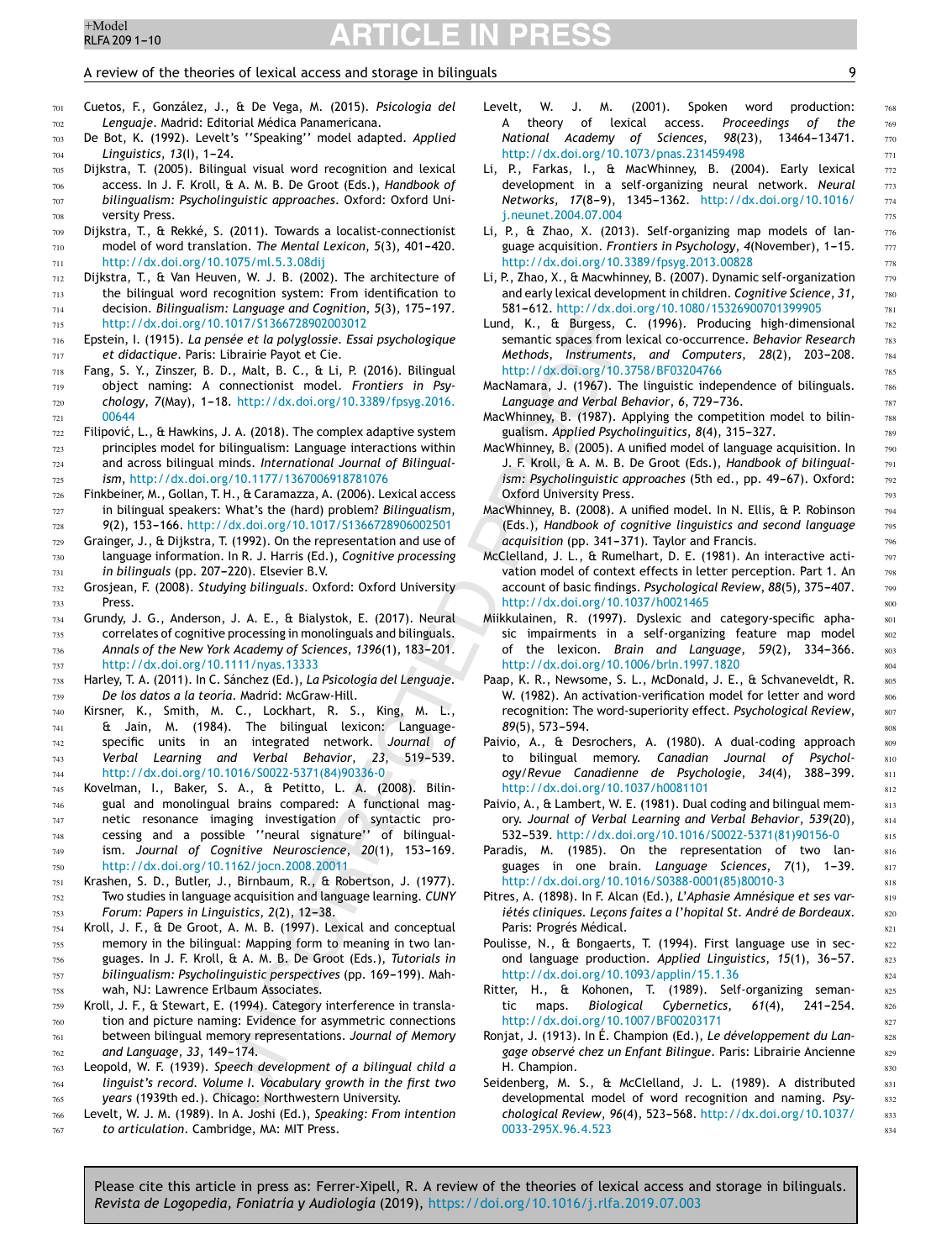Cuetos, F., González, J., & De Vega, M. (2015). *Psicología del Lenguaje*. Madrid: Editorial Médica Panamericana.

De Bot, K. (1992). Levelt's ''Speaking'' model adapted. *Applied Linguistics*, *13*(I), 1–24.

Dijkstra, T. (2005). Bilingual visual word recognition and lexical access. In J. F. Kroll, & A. M. B. De Groot (Eds.), *Handbook of bilingualism: Psycholinguistic approaches*. Oxford: Oxford University Press.

Dijkstra, T., & Rekké, S. (2011). Towards a localist-connectionist model of word translation. *The Mental Lexicon*, *5*(3), 401–420. http://dx.doi.org/10.1075/ml.5.3.08dij

Dijkstra, T., & Van Heuven, W. J. B. (2002). The architecture of the bilingual word recognition system: From identification to decision. *Bilingualism: Language and Cognition*, *5*(3), 175–197. http://dx.doi.org/10.1017/S1366728902003012

Epstein, I. (1915). *La pensée et la polyglossie. Essai psychologique et didactique*. Paris: Librairie Payot et Cie.

Fang, S. Y., Zinszer, B. D., Malt, B. C., & Li, P. (2016). Bilingual object naming: A connectionist model. *Frontiers in Psychology*, *7*(May), 1–18. http://dx.doi.org/10.3389/fpsyg.2016.00644

Filipović, L., & Hawkins, J. A. (2018). The complex adaptive system principles model for bilingualism: Language interactions within and across bilingual minds. *International Journal of Bilingualism*, http://dx.doi.org/10.1177/1367006918781076

Finkbeiner, M., Gollan, T. H., & Caramazza, A. (2006). Lexical access in bilingual speakers: What's the (hard) problem? *Bilingualism*, *9*(2), 153–166. http://dx.doi.org/10.1017/S1366728906002501

Grainger, J., & Dijkstra, T. (1992). On the representation and use of language information. In R. J. Harris (Ed.), *Cognitive processing in bilinguals* (pp. 207–220). Elsevier B.V.

Grosjean, F. (2008). *Studying bilinguals*. Oxford: Oxford University Press.

Grundy, J. G., Anderson, J. A. E., & Bialystok, E. (2017). Neural correlates of cognitive processing in monolinguals and bilinguals. *Annals of the New York Academy of Sciences*, *1396*(1), 183–201. http://dx.doi.org/10.1111/nyas.13333

Harley, T. A. (2011). In C. Sánchez (Ed.), *La Psicología del Lenguaje. De los datos a la teoría*. Madrid: McGraw-Hill.

Kirsner, K., Smith, M. C., Lockhart, R. S., King, M. L., & Jain, M. (1984). The bilingual lexicon: Language-specific units in an integrated network. *Journal of Verbal Learning and Verbal Behavior*, *23*, 519–539. http://dx.doi.org/10.1016/S0022-5371(84)90336-0

Kovelman, I., Baker, S. A., & Petitto, L. A. (2008). Bilingual and monolingual brains compared: A functional magnetic resonance imaging investigation of syntactic processing and a possible ''neural signature'' of bilingualism. *Journal of Cognitive Neuroscience*, *20*(1), 153–169. http://dx.doi.org/10.1162/jocn.2008.20011

Krashen, S. D., Butler, J., Birnbaum, R., & Robertson, J. (1977). Two studies in language acquisition and language learning. *CUNY Forum: Papers in Linguistics*, *2*(2), 12–38.

Kroll, J. F., & De Groot, A. M. B. (1997). Lexical and conceptual memory in the bilingual: Mapping form to meaning in two languages. In J. F. Kroll, & A. M. B. De Groot (Eds.), *Tutorials in bilingualism: Psycholinguistic perspectives* (pp. 169–199). Mahwah, NJ: Lawrence Erlbaum Associates.

Kroll, J. F., & Stewart, E. (1994). Category interference in translation and picture naming: Evidence for asymmetric connections between bilingual memory representations. *Journal of Memory and Language*, *33*, 149–174.

Leopold, W. F. (1939). *Speech development of a bilingual child a linguist's record. Volume I. Vocabulary growth in the first two years* (1939th ed.). Chicago: Northwestern University.

Levelt, W. J. M. (1989). In A. Joshi (Ed.), *Speaking: From intention to articulation*. Cambridge, MA: MIT Press.

Levelt, W. J. M. (2001). Spoken word production: A theory of lexical access. *Proceedings of the National Academy of Sciences*, *98*(23), 13464–13471. http://dx.doi.org/10.1073/pnas.231459498

Li, P., Farkas, I., & MacWhinney, B. (2004). Early lexical development in a self-organizing neural network. *Neural Networks*, *17*(8–9), 1345–1362. http://dx.doi.org/10.1016/j.neunet.2004.07.004

Li, P., & Zhao, X. (2013). Self-organizing map models of language acquisition. *Frontiers in Psychology*, *4*(November), 1–15. http://dx.doi.org/10.3389/fpsyg.2013.00828

Li, P., Zhao, X., & Macwhinney, B. (2007). Dynamic self-organization and early lexical development in children. *Cognitive Science*, *31*, 581–612. http://dx.doi.org/10.1080/15326900701399905

Lund, K., & Burgess, C. (1996). Producing high-dimensional semantic spaces from lexical co-occurrence. *Behavior Research Methods, Instruments, and Computers*, *28*(2), 203–208. http://dx.doi.org/10.3758/BF03204766

MacNamara, J. (1967). The linguistic independence of bilinguals. *Language and Verbal Behavior*, *6*, 729–736.

MacWhinney, B. (1987). Applying the competition model to bilingualism. *Applied Psycholinguistics*, *8*(4), 315–327.

MacWhinney, B. (2005). A unified model of language acquisition. In J. F. Kroll, & A. M. B. De Groot (Eds.), *Handbook of bilingualism: Psycholinguistic approaches* (5th ed., pp. 49–67). Oxford: Oxford University Press.

MacWhinney, B. (2008). A unified model. In N. Ellis, & P. Robinson (Eds.), *Handbook of cognitive linguistics and second language acquisition* (pp. 341–371). Taylor and Francis.

McClelland, J. L., & Rumelhart, D. E. (1981). An interactive activation model of context effects in letter perception. Part 1. An account of basic findings. *Psychological Review*, *88*(5), 375–407. http://dx.doi.org/10.1037/h0021465

Miikkulainen, R. (1997). Dyslexic and category-specific aphasic impairments in a self-organizing feature map model of the lexicon. *Brain and Language*, *59*(2), 334–366. http://dx.doi.org/10.1006/brln.1997.1820

Paap, K. R., Newsome, S. L., McDonald, J. E., & Schvaneveldt, R. W. (1982). An activation-verification model for letter and word recognition: The word-superiority effect. *Psychological Review*, *89*(5), 573–594.

Paivio, A., & Desrochers, A. (1980). A dual-coding approach to bilingual memory. *Canadian Journal of Psychology/Revue Canadienne de Psychologie*, *34*(4), 388–399. http://dx.doi.org/10.1037/h0081101

Paivio, A., & Lambert, W. E. (1981). Dual coding and bilingual memory. *Journal of Verbal Learning and Verbal Behavior*, *539*(20), 532–539. http://dx.doi.org/10.1016/S0022-5371(81)90156-0

Paradis, M. (1985). On the representation of two languages in one brain. *Language Sciences*, *7*(1), 1–39. http://dx.doi.org/10.1016/S0388-0001(85)80010-3

Pitres, A. (1898). In F. Alcan (Ed.), *L'Aphasie Amnésique et ses variétés cliniques. Leçons faites a l'hopital St. André de Bordeaux*. Paris: Progrés Médical.

Poulisse, N., & Bongaerts, T. (1994). First language use in second language production. *Applied Linguistics*, *15*(1), 36–57. http://dx.doi.org/10.1093/applin/15.1.36

Ritter, H., & Kohonen, T. (1989). Self-organizing semantic maps. *Biological Cybernetics*, *61*(4), 241–254. http://dx.doi.org/10.1007/BF00203171

Ronjat, J. (1913). In É. Champion (Ed.), *Le développement du Langage observé chez un Enfant Bilingue*. Paris: Librairie Ancienne H. Champion.

Seidenberg, M. S., & McClelland, J. L. (1989). A distributed developmental model of word recognition and naming. *Psychological Review*, *96*(4), 523–568. http://dx.doi.org/10.1037/0033-295X.96.4.523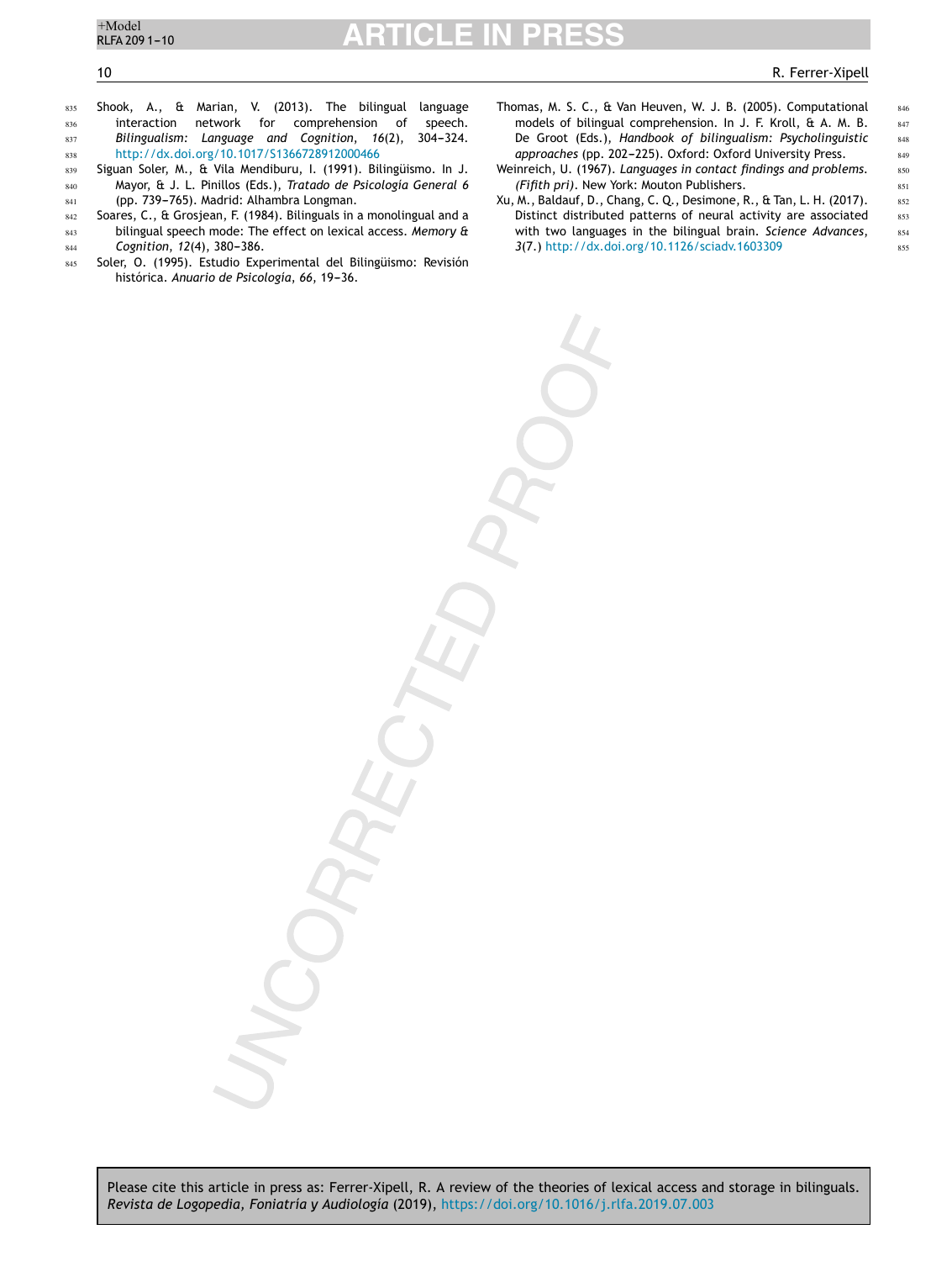Shook, A., & Marian, V. (2013). The bilingual language interaction network for comprehension of speech. *Bilingualism: Language and Cognition*, *16*(2), 304–324. http://dx.doi.org/10.1017/S1366728912000466

Siguan Soler, M., & Vila Mendiburu, I. (1991). Bilingüismo. In J. Mayor, & J. L. Pinillos (Eds.), *Tratado de Psicología General 6* (pp. 739–765). Madrid: Alhambra Longman.

Soares, C., & Grosjean, F. (1984). Bilinguals in a monolingual and a bilingual speech mode: The effect on lexical access. *Memory & Cognition*, *12*(4), 380–386.

Soler, O. (1995). Estudio Experimental del Bilingüismo: Revisión histórica. *Anuario de Psicología*, *66*, 19–36.

Thomas, M. S. C., & Van Heuven, W. J. B. (2005). Computational models of bilingual comprehension. In J. F. Kroll, & A. M. B. De Groot (Eds.), *Handbook of bilingualism: Psycholinguistic approaches* (pp. 202–225). Oxford: Oxford University Press.

Weinreich, U. (1967). *Languages in contact findings and problems. (Fifith pri)*. New York: Mouton Publishers.

Xu, M., Baldauf, D., Chang, C. Q., Desimone, R., & Tan, L. H. (2017). Distinct distributed patterns of neural activity are associated with two languages in the bilingual brain. *Science Advances*, *3*(7.) http://dx.doi.org/10.1126/sciadv.1603309

Please cite this article in press as: Ferrer-Xipell, R. A review of the theories of lexical access and storage in bilinguals. *Revista de Logopedia, Foniatría y Audiología* (2019), https://doi.org/10.1016/j.rlfa.2019.07.003